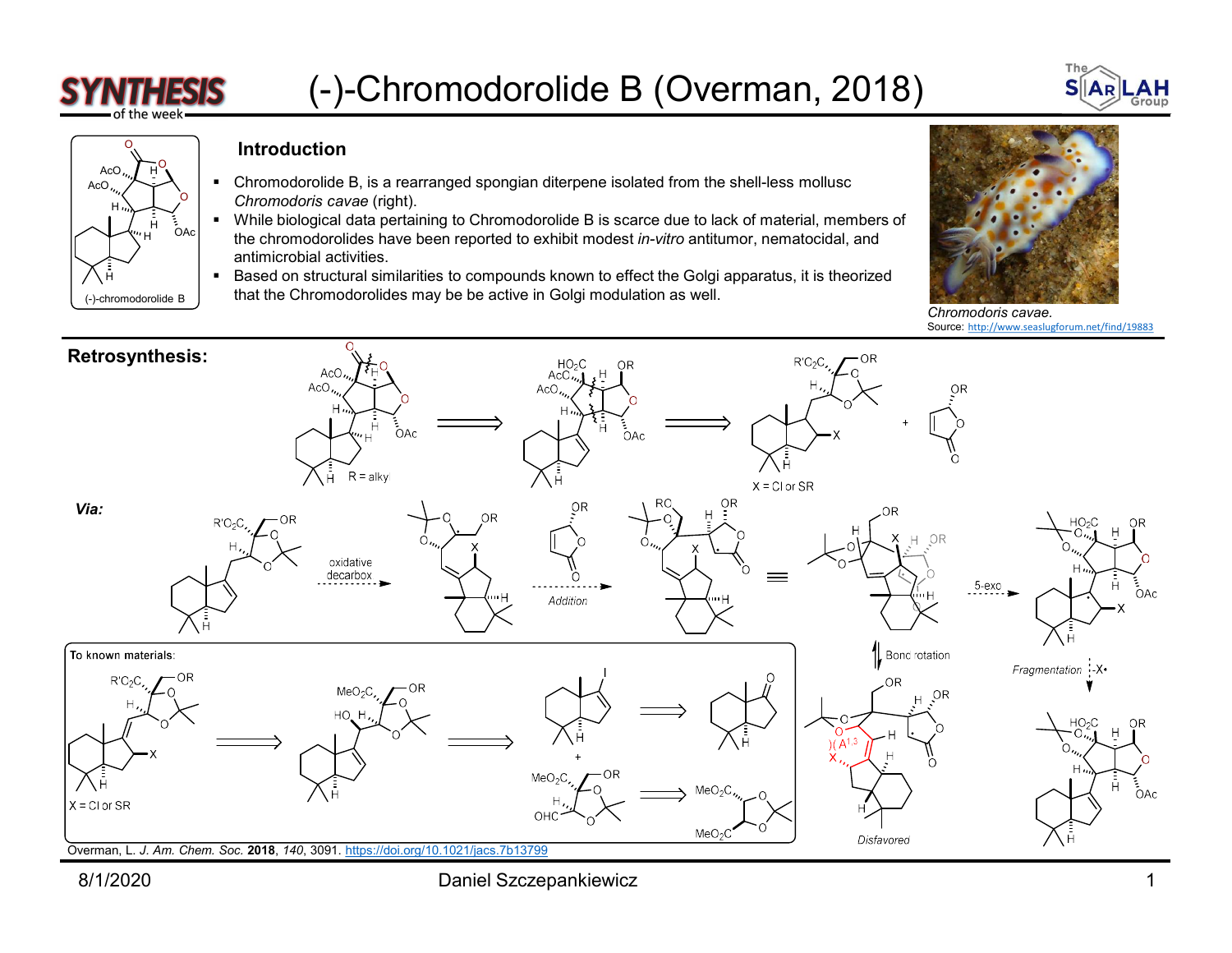# (-)-Chromodorolide B (Overman, 2018)

(-)-chromodorolide B

## Introduction

- Chromodorolide B, is a rearranged spongian diterpene isolated from the shell-less mollusc *Chromodoris cavae* (right).
- While biological data pertaining to Chromodorolide B is scarce due to lack of material, members of the chromodorolides have been reported to exhibit modest *in-vitro* antitumor, nematocidal, and antimicrobial activities.
- Based on structural similarities to compounds known to effect the Golgi apparatus, it is theorized that the Chromodorolides may be active in Golgi modulation as well.

*Chromodoris cavae.*
Source: http://www.seaslugforum.net/find/19883

## Retrosynthesis:

R = alkyl

X = Cl or SR

***Via:***

oxidative decarbox

*Addition*

5-exo

Bond rotation

*Fragmentation* -X•

$A^{1,3}$

*Disfavored*

To known materials:

X = Cl or SR

Overman, L. *J. Am. Chem. Soc.* **2018**, *140*, 3091. https://doi.org/10.1021/jacs.7b13799

8/1/2020 Daniel Szczepankiewicz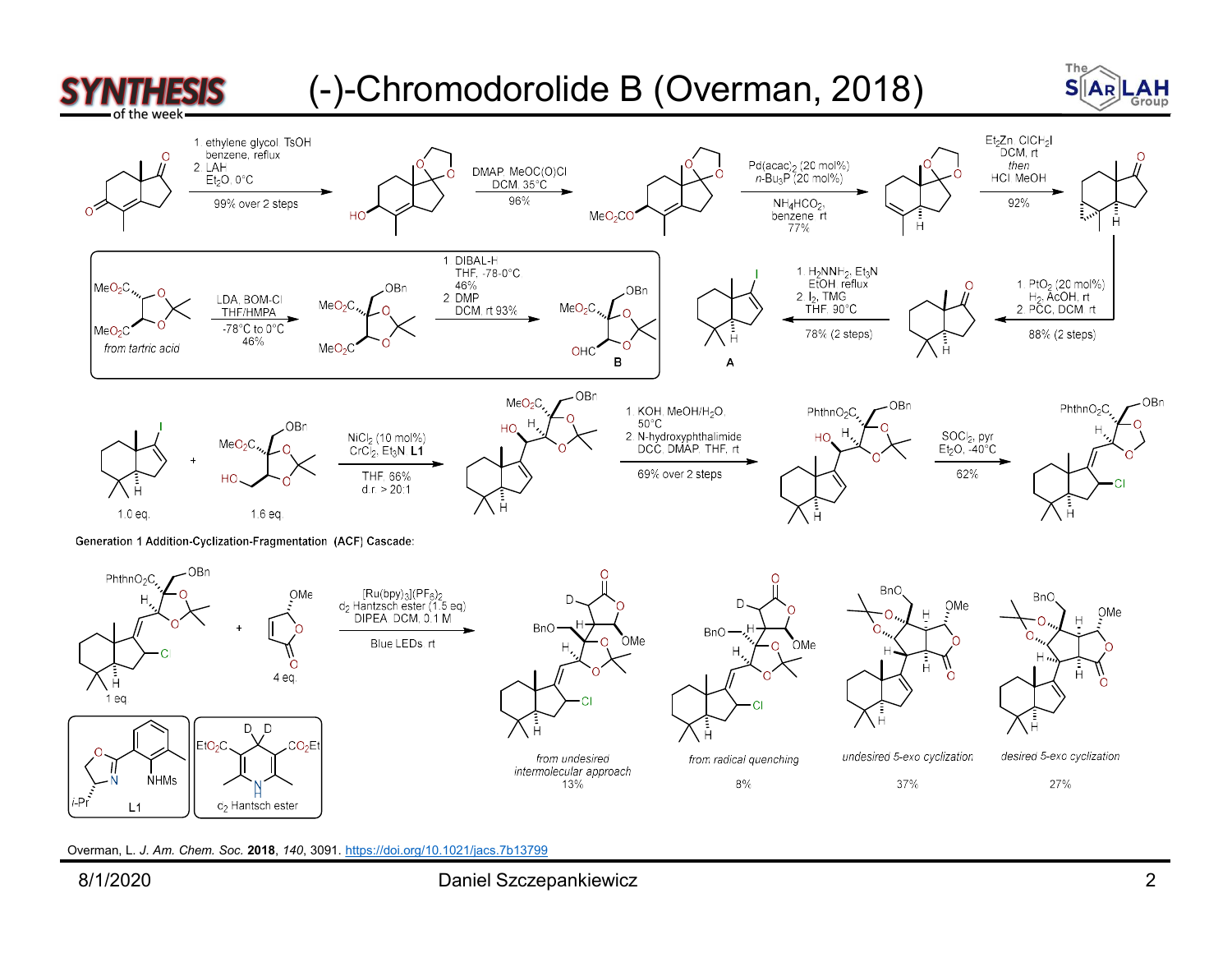# (-)-Chromodorolide B (Overman, 2018)

1. ethylene glycol, TsOH, benzene, reflux
2. LAH, $Et_2O$, 0°C

99% over 2 steps

DMAP, MeOC(O)Cl, DCM, 35°C

96%

$Pd(acac)_2$ (20 mol%), $n\text{-}Bu_3P$ (20 mol%)

$NH_4HCO_2$, benzene, rt

77%

$Et_2Zn$, $ClCH_2I$, DCM, rt, then HCl, MeOH

92%

1. $PtO_2$ (20 mol%), $H_2$, AcOH, rt
2. PCC, DCM, rt

88% (2 steps)

1. $H_2NNH_2$, $Et_3N$, EtOH, reflux
2. $I_2$, TMG, THF, 90°C

78% (2 steps)

**A**

*from tartric acid*

LDA, BOM-Cl, THF/HMPA

-78°C to 0°C

46%

1. DIBAL-H, THF, -78-0°C, 46%
2. DMP, DCM, rt 93%

**B**

1.0 eq. + 1.6 eq.

$NiCl_2$ (10 mol%), $CrCl_2$, $Et_3N$, **L1**

THF, 66%, d.r. > 20:1

1. KOH, MeOH/$H_2O$, 50°C
2. N-hydroxyphthalimide, DCC, DMAP, THF, rt

69% over 2 steps

$SOCl_2$, pyr, $Et_2O$, -40°C

62%

Generation 1 Addition-Cyclization-Fragmentation (ACF) Cascade:

1 eq + 4 eq.

$[Ru(bpy)_3](PF_6)_2$, $d_2$ Hantzsch ester (1.5 eq), DIPEA, DCM, 0.1 M

Blue LEDs, rt

*from undesired intermolecular approach* 13%

*from radical quenching* 8%

*undesired 5-exo cyclization* 37%

*desired 5-exo cyclization* 27%

**L1**

$d_2$ Hantzsch ester

Overman, L. *J. Am. Chem. Soc.* **2018**, *140*, 3091. https://doi.org/10.1021/jacs.7b13799

8/1/2020 Daniel Szczepankiewicz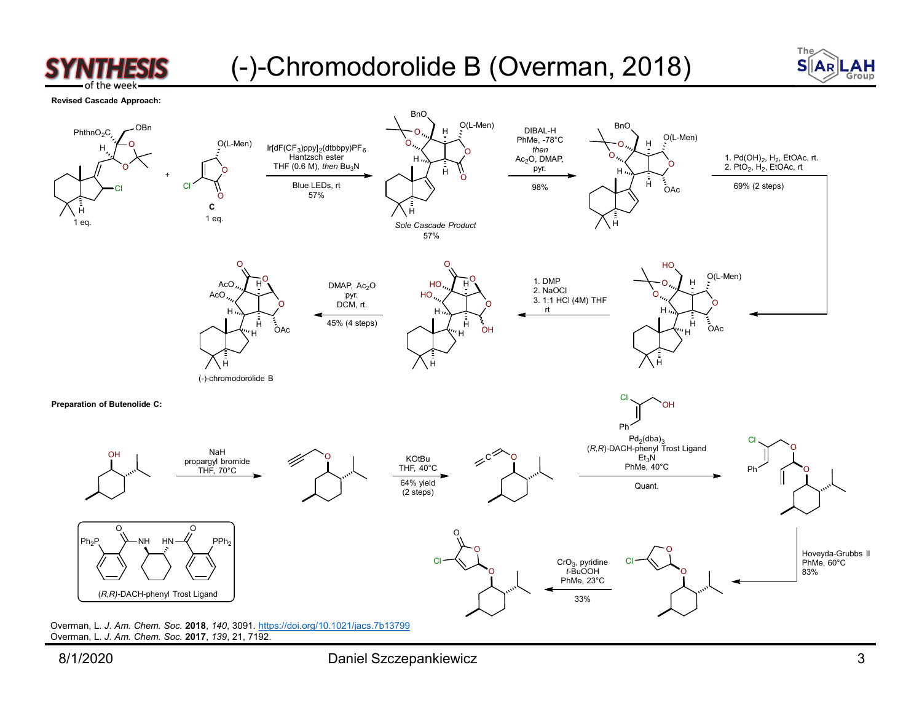# (-)-Chromodorolide B (Overman, 2018)

**Revised Cascade Approach:**

1 eq. + **C** 1 eq.

$Ir[dF(CF_3)ppy]_2(dtbbpy)PF_6$
Hantzsch ester
THF (0.6 M), *then* $Bu_3N$

Blue LEDs, rt
57%

*Sole Cascade Product*
57%

DIBAL-H
PhMe, -78°C
*then*
$Ac_2O$, DMAP,
pyr.

98%

1. $Pd(OH)_2$, $H_2$, EtOAc, rt.
2. $PtO_2$, $H_2$, EtOAc, rt

69% (2 steps)

1. DMP
2. NaOCl
3. 1:1 HCl (4M) THF
rt

DMAP, $Ac_2O$
pyr.
DCM, rt.

45% (4 steps)

(-)-chromodorolide B

**Preparation of Butenolide C:**

NaH
propargyl bromide
THF, 70°C

KOtBu
THF, 40°C

64% yield
(2 steps)

$Pd_2(dba)_3$
(*R,R*)-DACH-phenyl Trost Ligand
$Et_3N$
PhMe, 40°C

Quant.

Hoveyda-Grubbs II
PhMe, 60°C
83%

$CrO_3$, pyridine
*t*-BuOOH
PhMe, 23°C

33%

(*R,R*)-DACH-phenyl Trost Ligand

Overman, L. *J. Am. Chem. Soc.* **2018**, *140*, 3091. https://doi.org/10.1021/jacs.7b13799
Overman, L. *J. Am. Chem. Soc.* **2017**, *139*, 21, 7192.

8/1/2020 Daniel Szczepankiewicz